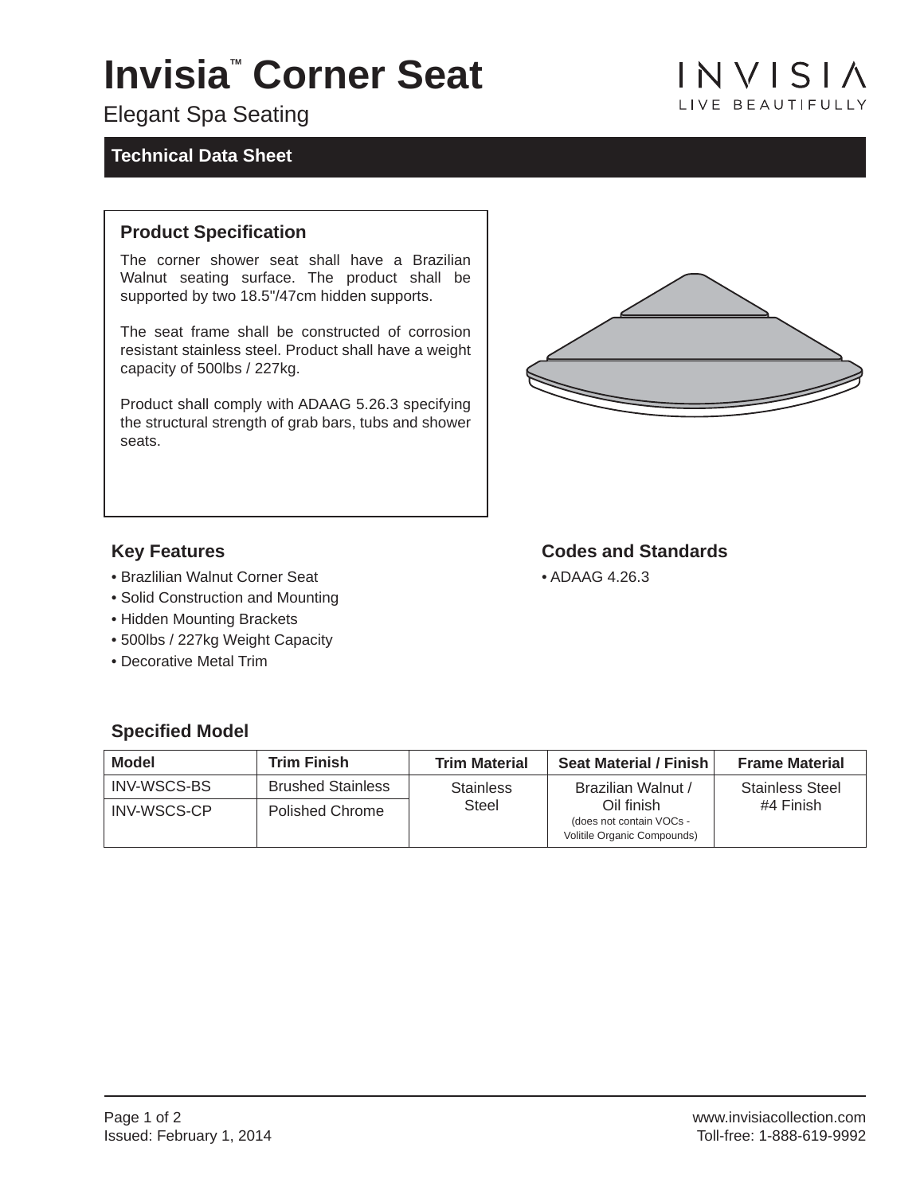# Invisia™ Corner Seat

Elegant Spa Seating

INVISIA
LIVE BEAUTIFULLY

**Technical Data Sheet**

### Product Specification

The corner shower seat shall have a Brazilian Walnut seating surface. The product shall be supported by two 18.5"/47cm hidden supports.

The seat frame shall be constructed of corrosion resistant stainless steel. Product shall have a weight capacity of 500lbs / 227kg.

Product shall comply with ADAAG 5.26.3 specifying the structural strength of grab bars, tubs and shower seats.

### Key Features

- Brazlilian Walnut Corner Seat
- Solid Construction and Mounting
- Hidden Mounting Brackets
- 500lbs / 227kg Weight Capacity
- Decorative Metal Trim

### Codes and Standards

- ADAAG 4.26.3

### Specified Model

| Model | Trim Finish | Trim Material | Seat Material / Finish | Frame Material |
|---|---|---|---|---|
| INV-WSCS-BS | Brushed Stainless | Stainless Steel | Brazilian Walnut / Oil finish (does not contain VOCs - Volitile Organic Compounds) | Stainless Steel #4 Finish |
| INV-WSCS-CP | Polished Chrome | | | |

Issued: February 1, 2014

www.invisiacollection.com
Toll-free: 1-888-619-9992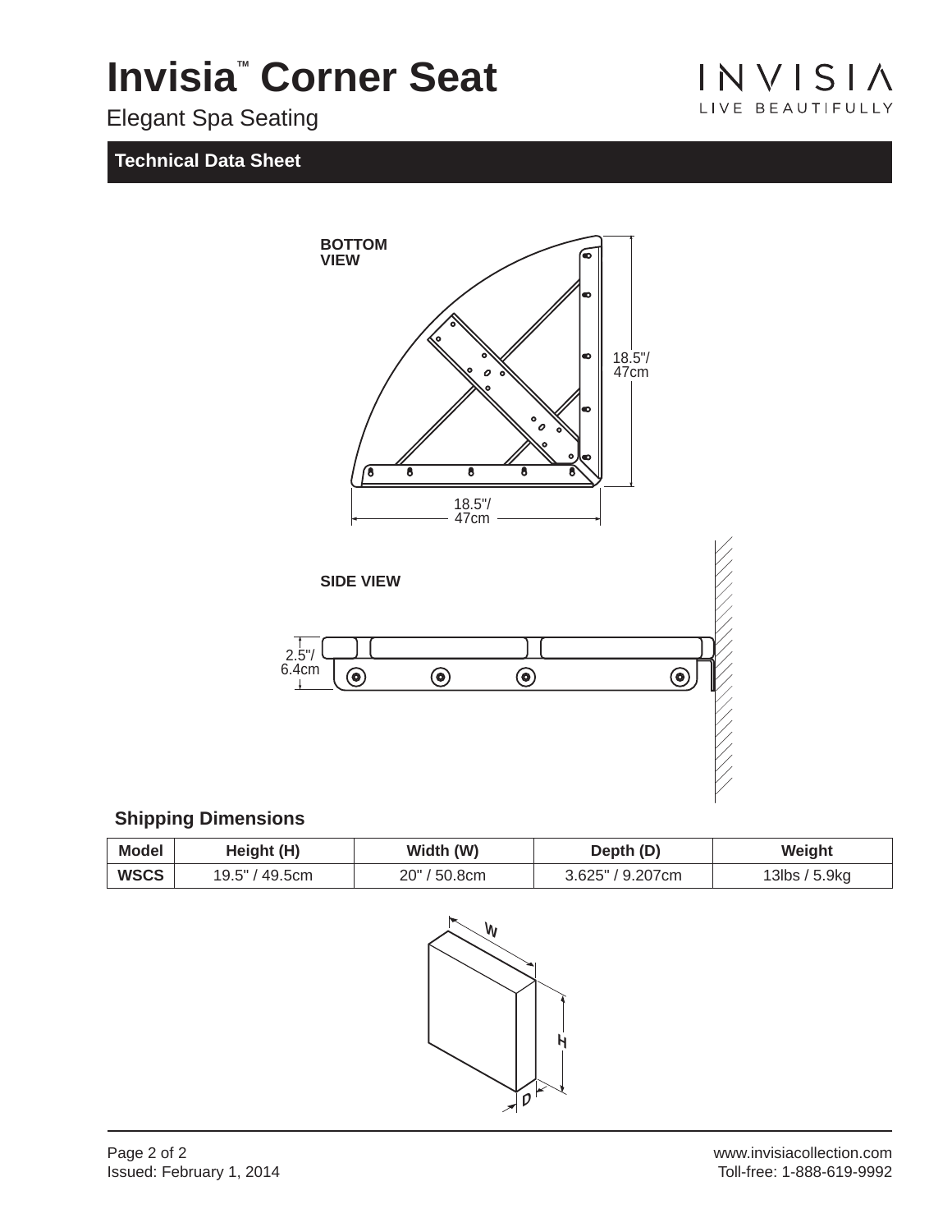# Invisia™ Corner Seat

Elegant Spa Seating

INVISIA
LIVE BEAUTIFULLY

## Technical Data Sheet

BOTTOM VIEW

18.5"/ 47cm

18.5"/ 47cm

SIDE VIEW

2.5"/ 6.4cm

### Shipping Dimensions

| Model | Height (H) | Width (W) | Depth (D) | Weight |
|---|---|---|---|---|
| WSCS | 19.5" / 49.5cm | 20" / 50.8cm | 3.625" / 9.207cm | 13lbs / 5.9kg |

W

H

D

Issued: February 1, 2014

www.invisiacollection.com
Toll-free: 1-888-619-9992